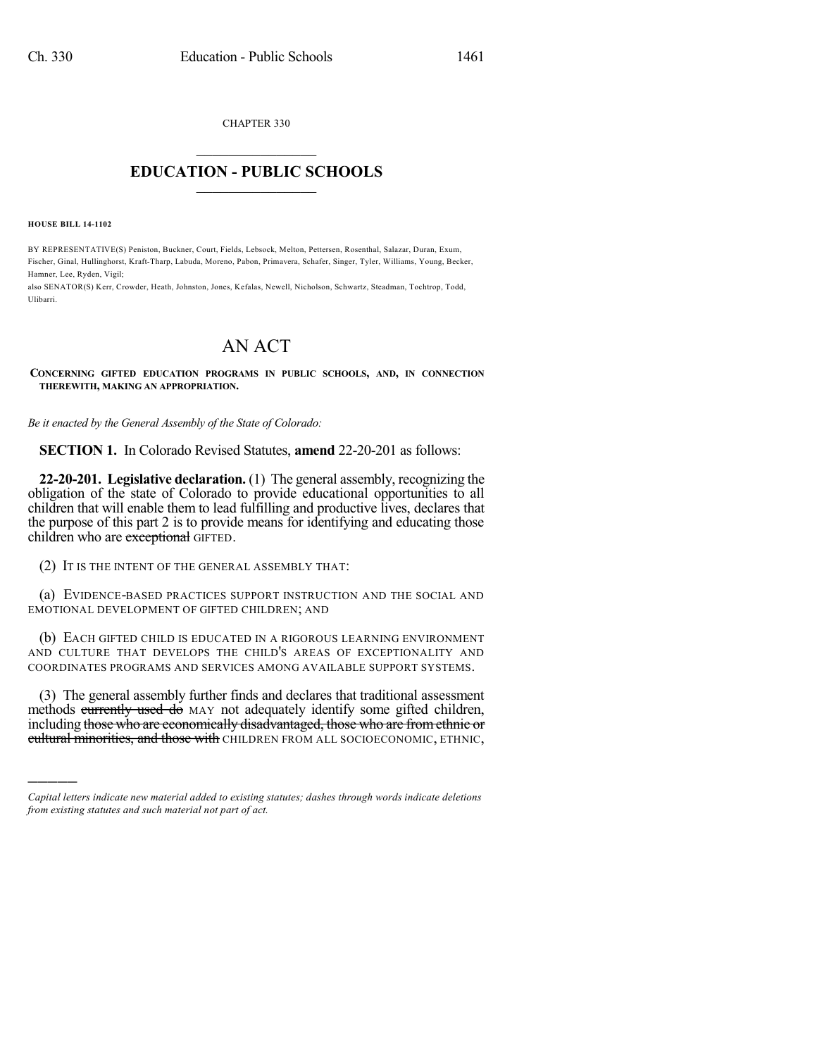CHAPTER 330

# EDUCATION - PUBLIC SCHOOLS

**HOUSE BILL 14-1102**

BY REPRESENTATIVE(S) Peniston, Buckner, Court, Fields, Lebsock, Melton, Pettersen, Rosenthal, Salazar, Duran, Exum, Fischer, Ginal, Hullinghorst, Kraft-Tharp, Labuda, Moreno, Pabon, Primavera, Schafer, Singer, Tyler, Williams, Young, Becker, Hamner, Lee, Ryden, Vigil;
also SENATOR(S) Kerr, Crowder, Heath, Johnston, Jones, Kefalas, Newell, Nicholson, Schwartz, Steadman, Tochtrop, Todd, Ulibarri.

# AN ACT

**CONCERNING GIFTED EDUCATION PROGRAMS IN PUBLIC SCHOOLS, AND, IN CONNECTION THEREWITH, MAKING AN APPROPRIATION.**

*Be it enacted by the General Assembly of the State of Colorado:*

**SECTION 1.** In Colorado Revised Statutes, **amend** 22-20-201 as follows:

**22-20-201. Legislative declaration.** (1) The general assembly, recognizing the obligation of the state of Colorado to provide educational opportunities to all children that will enable them to lead fulfilling and productive lives, declares that the purpose of this part 2 is to provide means for identifying and educating those children who are ~~exceptional~~ GIFTED.

(2) IT IS THE INTENT OF THE GENERAL ASSEMBLY THAT:

(a) EVIDENCE-BASED PRACTICES SUPPORT INSTRUCTION AND THE SOCIAL AND EMOTIONAL DEVELOPMENT OF GIFTED CHILDREN; AND

(b) EACH GIFTED CHILD IS EDUCATED IN A RIGOROUS LEARNING ENVIRONMENT AND CULTURE THAT DEVELOPS THE CHILD'S AREAS OF EXCEPTIONALITY AND COORDINATES PROGRAMS AND SERVICES AMONG AVAILABLE SUPPORT SYSTEMS.

(3) The general assembly further finds and declares that traditional assessment methods ~~currently used do~~ MAY not adequately identify some gifted children, including ~~those who are economically disadvantaged, those who are from ethnic or cultural minorities, and those with~~ CHILDREN FROM ALL SOCIOECONOMIC, ETHNIC,

*Capital letters indicate new material added to existing statutes; dashes through words indicate deletions from existing statutes and such material not part of act.*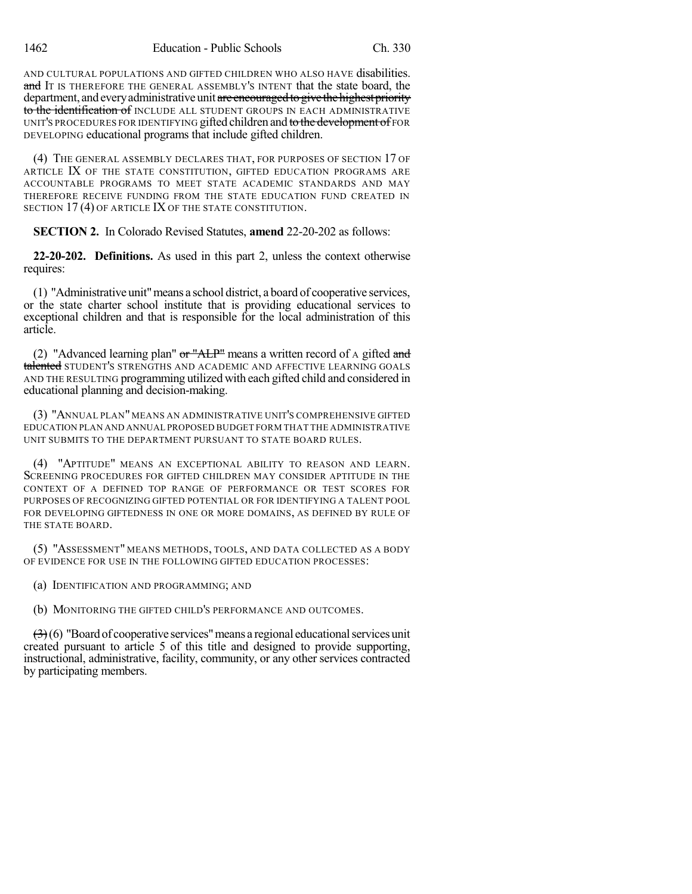AND CULTURAL POPULATIONS AND GIFTED CHILDREN WHO ALSO HAVE disabilities. ~~and~~ IT IS THEREFORE THE GENERAL ASSEMBLY'S INTENT that the state board, the department, and every administrative unit ~~are encouraged to give the highest priority to the identification of~~ INCLUDE ALL STUDENT GROUPS IN EACH ADMINISTRATIVE UNIT'S PROCEDURES FOR IDENTIFYING gifted children and ~~to the development of~~ FOR DEVELOPING educational programs that include gifted children.

(4) THE GENERAL ASSEMBLY DECLARES THAT, FOR PURPOSES OF SECTION 17 OF ARTICLE IX OF THE STATE CONSTITUTION, GIFTED EDUCATION PROGRAMS ARE ACCOUNTABLE PROGRAMS TO MEET STATE ACADEMIC STANDARDS AND MAY THEREFORE RECEIVE FUNDING FROM THE STATE EDUCATION FUND CREATED IN SECTION 17 (4) OF ARTICLE IX OF THE STATE CONSTITUTION.

**SECTION 2.** In Colorado Revised Statutes, **amend** 22-20-202 as follows:

**22-20-202. Definitions.** As used in this part 2, unless the context otherwise requires:

(1) "Administrative unit" means a school district, a board of cooperative services, or the state charter school institute that is providing educational services to exceptional children and that is responsible for the local administration of this article.

(2) "Advanced learning plan" ~~or "ALP"~~ means a written record of A gifted ~~and talented~~ STUDENT'S STRENGTHS AND ACADEMIC AND AFFECTIVE LEARNING GOALS AND THE RESULTING programming utilized with each gifted child and considered in educational planning and decision-making.

(3) "ANNUAL PLAN" MEANS AN ADMINISTRATIVE UNIT'S COMPREHENSIVE GIFTED EDUCATION PLAN AND ANNUAL PROPOSED BUDGET FORM THAT THE ADMINISTRATIVE UNIT SUBMITS TO THE DEPARTMENT PURSUANT TO STATE BOARD RULES.

(4) "APTITUDE" MEANS AN EXCEPTIONAL ABILITY TO REASON AND LEARN. SCREENING PROCEDURES FOR GIFTED CHILDREN MAY CONSIDER APTITUDE IN THE CONTEXT OF A DEFINED TOP RANGE OF PERFORMANCE OR TEST SCORES FOR PURPOSES OF RECOGNIZING GIFTED POTENTIAL OR FOR IDENTIFYING A TALENT POOL FOR DEVELOPING GIFTEDNESS IN ONE OR MORE DOMAINS, AS DEFINED BY RULE OF THE STATE BOARD.

(5) "ASSESSMENT" MEANS METHODS, TOOLS, AND DATA COLLECTED AS A BODY OF EVIDENCE FOR USE IN THE FOLLOWING GIFTED EDUCATION PROCESSES:

(a) IDENTIFICATION AND PROGRAMMING; AND

(b) MONITORING THE GIFTED CHILD'S PERFORMANCE AND OUTCOMES.

~~(3)~~ (6) "Board of cooperative services" means a regional educational services unit created pursuant to article 5 of this title and designed to provide supporting, instructional, administrative, facility, community, or any other services contracted by participating members.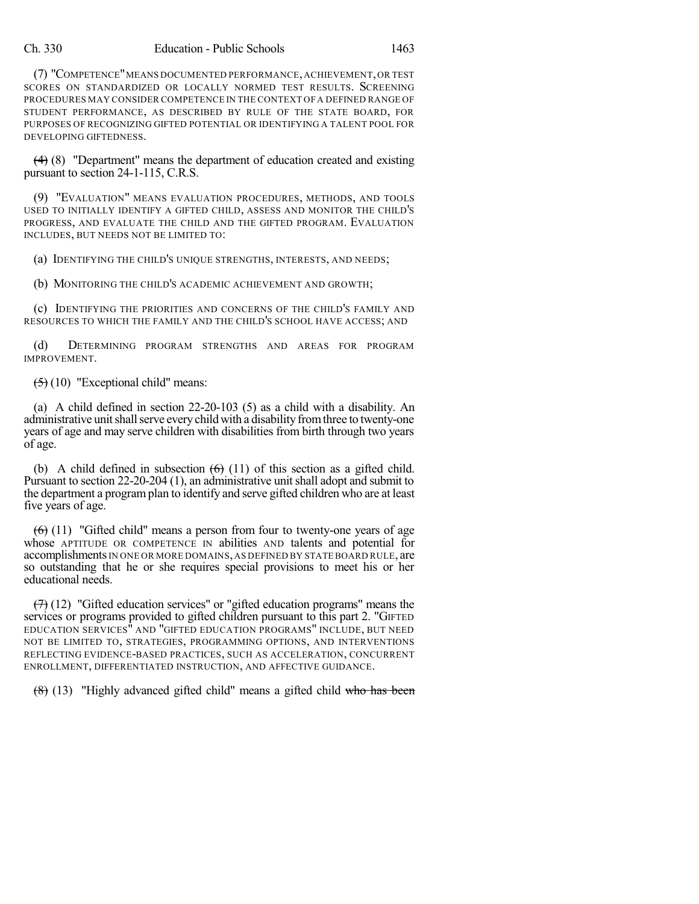(7) "COMPETENCE" MEANS DOCUMENTED PERFORMANCE, ACHIEVEMENT, OR TEST SCORES ON STANDARDIZED OR LOCALLY NORMED TEST RESULTS. SCREENING PROCEDURES MAY CONSIDER COMPETENCE IN THE CONTEXT OF A DEFINED RANGE OF STUDENT PERFORMANCE, AS DESCRIBED BY RULE OF THE STATE BOARD, FOR PURPOSES OF RECOGNIZING GIFTED POTENTIAL OR IDENTIFYING A TALENT POOL FOR DEVELOPING GIFTEDNESS.

~~(4)~~ (8) "Department" means the department of education created and existing pursuant to section 24-1-115, C.R.S.

(9) "EVALUATION" MEANS EVALUATION PROCEDURES, METHODS, AND TOOLS USED TO INITIALLY IDENTIFY A GIFTED CHILD, ASSESS AND MONITOR THE CHILD'S PROGRESS, AND EVALUATE THE CHILD AND THE GIFTED PROGRAM. EVALUATION INCLUDES, BUT NEEDS NOT BE LIMITED TO:

(a) IDENTIFYING THE CHILD'S UNIQUE STRENGTHS, INTERESTS, AND NEEDS;

(b) MONITORING THE CHILD'S ACADEMIC ACHIEVEMENT AND GROWTH;

(c) IDENTIFYING THE PRIORITIES AND CONCERNS OF THE CHILD'S FAMILY AND RESOURCES TO WHICH THE FAMILY AND THE CHILD'S SCHOOL HAVE ACCESS; AND

(d) DETERMINING PROGRAM STRENGTHS AND AREAS FOR PROGRAM IMPROVEMENT.

~~(5)~~ (10) "Exceptional child" means:

(a) A child defined in section 22-20-103 (5) as a child with a disability. An administrative unit shall serve every child with a disability from three to twenty-one years of age and may serve children with disabilities from birth through two years of age.

(b) A child defined in subsection ~~(6)~~ (11) of this section as a gifted child. Pursuant to section 22-20-204 (1), an administrative unit shall adopt and submit to the department a program plan to identify and serve gifted children who are at least five years of age.

~~(6)~~ (11) "Gifted child" means a person from four to twenty-one years of age whose APTITUDE OR COMPETENCE IN abilities AND talents and potential for accomplishments IN ONE OR MORE DOMAINS, AS DEFINED BY STATE BOARD RULE, are so outstanding that he or she requires special provisions to meet his or her educational needs.

~~(7)~~ (12) "Gifted education services" or "gifted education programs" means the services or programs provided to gifted children pursuant to this part 2. "GIFTED EDUCATION SERVICES" AND "GIFTED EDUCATION PROGRAMS" INCLUDE, BUT NEED NOT BE LIMITED TO, STRATEGIES, PROGRAMMING OPTIONS, AND INTERVENTIONS REFLECTING EVIDENCE-BASED PRACTICES, SUCH AS ACCELERATION, CONCURRENT ENROLLMENT, DIFFERENTIATED INSTRUCTION, AND AFFECTIVE GUIDANCE.

~~(8)~~ (13) "Highly advanced gifted child" means a gifted child ~~who has been~~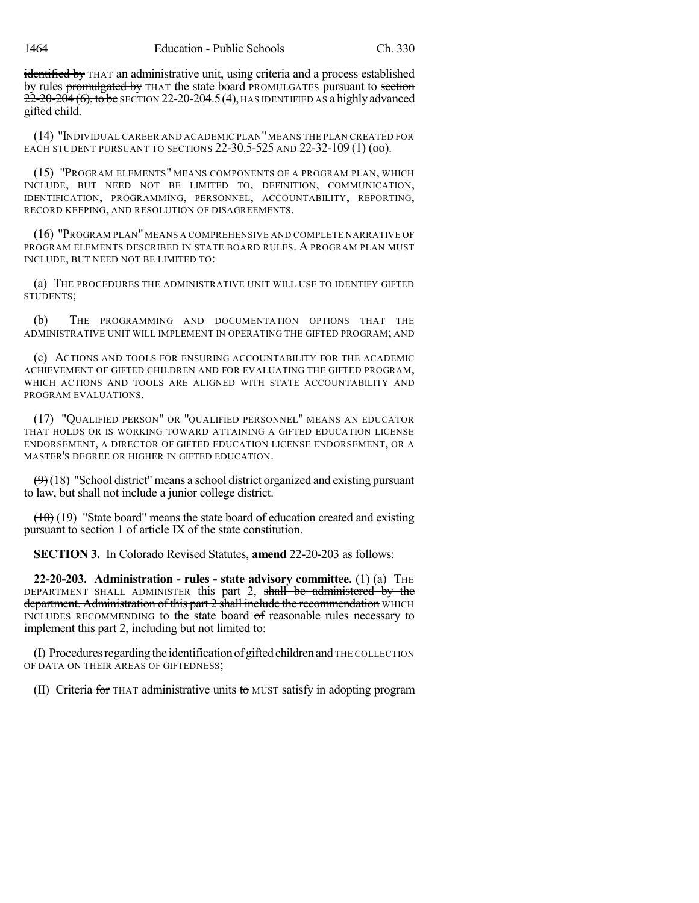identified by THAT an administrative unit, using criteria and a process established by rules promulgated by THAT the state board PROMULGATES pursuant to section 22-20-204 (6), to be SECTION 22-20-204.5 (4), HAS IDENTIFIED AS a highly advanced gifted child.

(14) "INDIVIDUAL CAREER AND ACADEMIC PLAN" MEANS THE PLAN CREATED FOR EACH STUDENT PURSUANT TO SECTIONS 22-30.5-525 AND 22-32-109 (1) (oo).

(15) "PROGRAM ELEMENTS" MEANS COMPONENTS OF A PROGRAM PLAN, WHICH INCLUDE, BUT NEED NOT BE LIMITED TO, DEFINITION, COMMUNICATION, IDENTIFICATION, PROGRAMMING, PERSONNEL, ACCOUNTABILITY, REPORTING, RECORD KEEPING, AND RESOLUTION OF DISAGREEMENTS.

(16) "PROGRAM PLAN" MEANS A COMPREHENSIVE AND COMPLETE NARRATIVE OF PROGRAM ELEMENTS DESCRIBED IN STATE BOARD RULES. A PROGRAM PLAN MUST INCLUDE, BUT NEED NOT BE LIMITED TO:

(a) THE PROCEDURES THE ADMINISTRATIVE UNIT WILL USE TO IDENTIFY GIFTED STUDENTS;

(b) THE PROGRAMMING AND DOCUMENTATION OPTIONS THAT THE ADMINISTRATIVE UNIT WILL IMPLEMENT IN OPERATING THE GIFTED PROGRAM; AND

(c) ACTIONS AND TOOLS FOR ENSURING ACCOUNTABILITY FOR THE ACADEMIC ACHIEVEMENT OF GIFTED CHILDREN AND FOR EVALUATING THE GIFTED PROGRAM, WHICH ACTIONS AND TOOLS ARE ALIGNED WITH STATE ACCOUNTABILITY AND PROGRAM EVALUATIONS.

(17) "QUALIFIED PERSON" OR "QUALIFIED PERSONNEL" MEANS AN EDUCATOR THAT HOLDS OR IS WORKING TOWARD ATTAINING A GIFTED EDUCATION LICENSE ENDORSEMENT, A DIRECTOR OF GIFTED EDUCATION LICENSE ENDORSEMENT, OR A MASTER'S DEGREE OR HIGHER IN GIFTED EDUCATION.

(9) (18) "School district" means a school district organized and existing pursuant to law, but shall not include a junior college district.

(10) (19) "State board" means the state board of education created and existing pursuant to section 1 of article IX of the state constitution.

**SECTION 3.** In Colorado Revised Statutes, **amend** 22-20-203 as follows:

**22-20-203. Administration - rules - state advisory committee.** (1) (a) THE DEPARTMENT SHALL ADMINISTER this part 2, shall be administered by the department. Administration of this part 2 shall include the recommendation WHICH INCLUDES RECOMMENDING to the state board of reasonable rules necessary to implement this part 2, including but not limited to:

(I) Procedures regarding the identification of gifted children and THE COLLECTION OF DATA ON THEIR AREAS OF GIFTEDNESS;

(II) Criteria for THAT administrative units to MUST satisfy in adopting program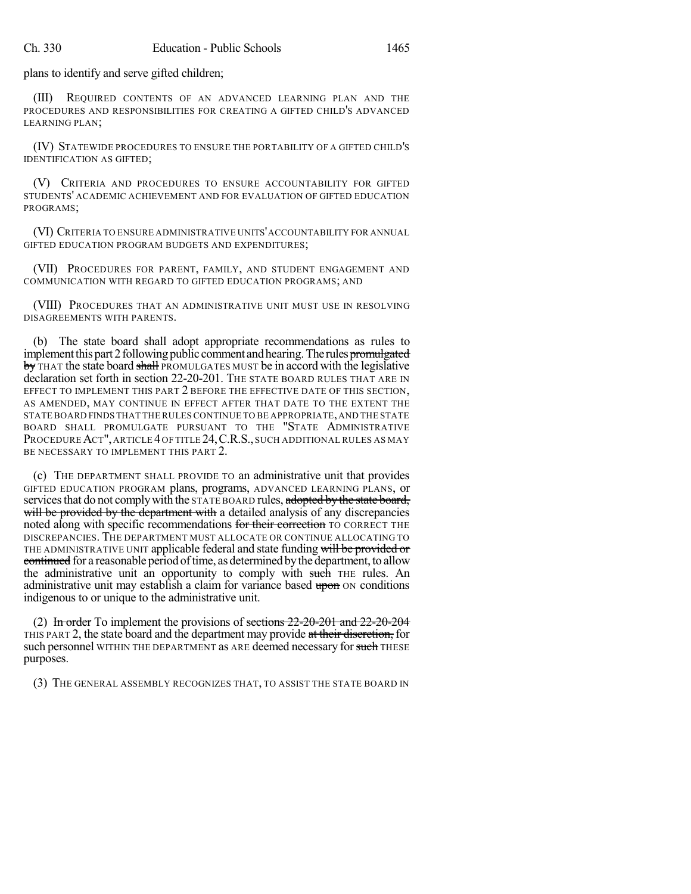plans to identify and serve gifted children;

(III) REQUIRED CONTENTS OF AN ADVANCED LEARNING PLAN AND THE PROCEDURES AND RESPONSIBILITIES FOR CREATING A GIFTED CHILD'S ADVANCED LEARNING PLAN;

(IV) STATEWIDE PROCEDURES TO ENSURE THE PORTABILITY OF A GIFTED CHILD'S IDENTIFICATION AS GIFTED;

(V) CRITERIA AND PROCEDURES TO ENSURE ACCOUNTABILITY FOR GIFTED STUDENTS' ACADEMIC ACHIEVEMENT AND FOR EVALUATION OF GIFTED EDUCATION PROGRAMS;

(VI) CRITERIA TO ENSURE ADMINISTRATIVE UNITS' ACCOUNTABILITY FOR ANNUAL GIFTED EDUCATION PROGRAM BUDGETS AND EXPENDITURES;

(VII) PROCEDURES FOR PARENT, FAMILY, AND STUDENT ENGAGEMENT AND COMMUNICATION WITH REGARD TO GIFTED EDUCATION PROGRAMS; AND

(VIII) PROCEDURES THAT AN ADMINISTRATIVE UNIT MUST USE IN RESOLVING DISAGREEMENTS WITH PARENTS.

(b) The state board shall adopt appropriate recommendations as rules to implement this part 2 following public comment and hearing. The rules ~~promulgated by~~ THAT the state board ~~shall~~ PROMULGATES MUST be in accord with the legislative declaration set forth in section 22-20-201. THE STATE BOARD RULES THAT ARE IN EFFECT TO IMPLEMENT THIS PART 2 BEFORE THE EFFECTIVE DATE OF THIS SECTION, AS AMENDED, MAY CONTINUE IN EFFECT AFTER THAT DATE TO THE EXTENT THE STATE BOARD FINDS THAT THE RULES CONTINUE TO BE APPROPRIATE, AND THE STATE BOARD SHALL PROMULGATE PURSUANT TO THE "STATE ADMINISTRATIVE PROCEDURE ACT", ARTICLE 4 OF TITLE 24, C.R.S., SUCH ADDITIONAL RULES AS MAY BE NECESSARY TO IMPLEMENT THIS PART 2.

(c) THE DEPARTMENT SHALL PROVIDE TO an administrative unit that provides GIFTED EDUCATION PROGRAM plans, programs, ADVANCED LEARNING PLANS, or services that do not comply with the STATE BOARD rules, ~~adopted by the state board, will be provided by the department with~~ a detailed analysis of any discrepancies noted along with specific recommendations ~~for their correction~~ TO CORRECT THE DISCREPANCIES. THE DEPARTMENT MUST ALLOCATE OR CONTINUE ALLOCATING TO THE ADMINISTRATIVE UNIT applicable federal and state funding ~~will be provided or continued~~ for a reasonable period of time, as determined by the department, to allow the administrative unit an opportunity to comply with ~~such~~ THE rules. An administrative unit may establish a claim for variance based ~~upon~~ ON conditions indigenous to or unique to the administrative unit.

(2) ~~In order~~ To implement the provisions of ~~sections 22-20-201 and 22-20-204~~ THIS PART 2, the state board and the department may provide ~~at their discretion,~~ for such personnel WITHIN THE DEPARTMENT as ARE deemed necessary for ~~such~~ THESE purposes.

(3) THE GENERAL ASSEMBLY RECOGNIZES THAT, TO ASSIST THE STATE BOARD IN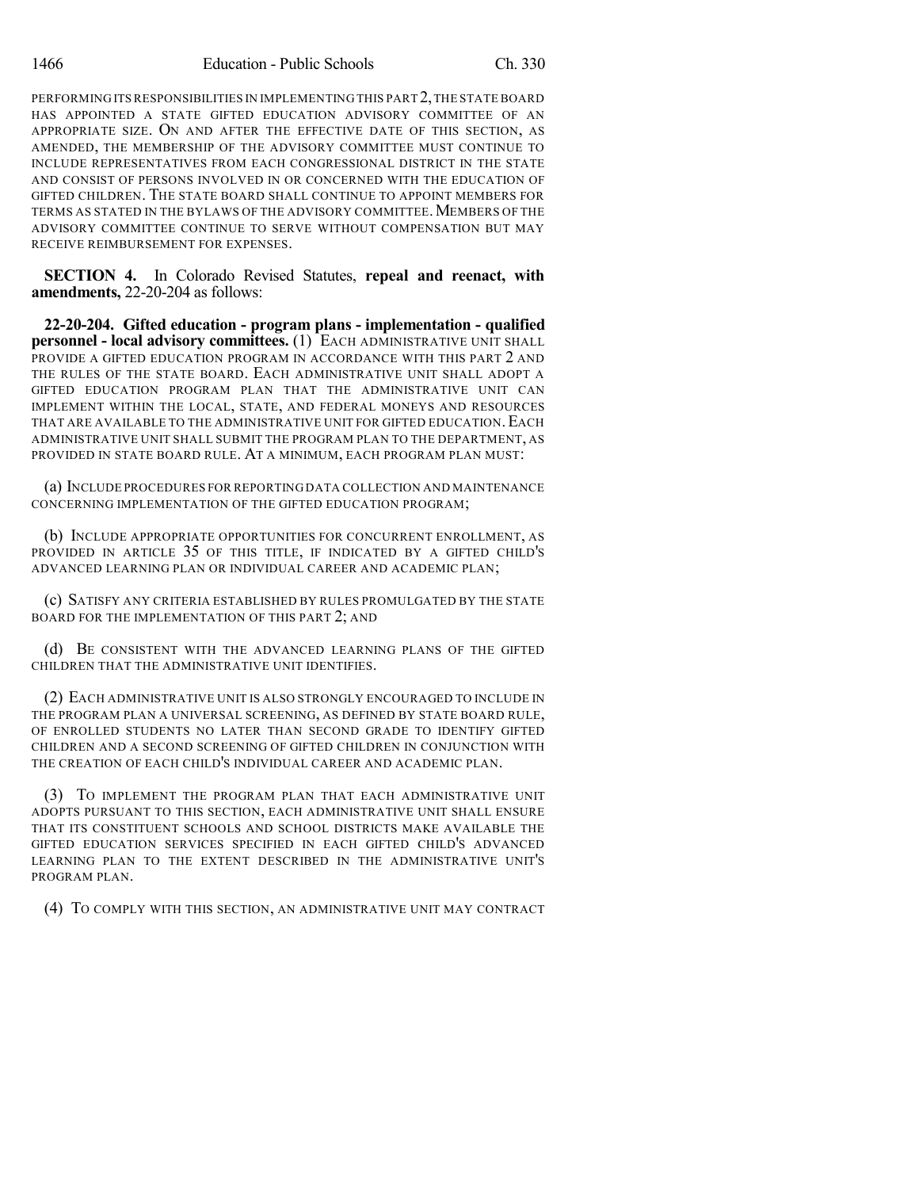PERFORMING ITS RESPONSIBILITIES IN IMPLEMENTING THIS PART 2, THE STATE BOARD HAS APPOINTED A STATE GIFTED EDUCATION ADVISORY COMMITTEE OF AN APPROPRIATE SIZE. ON AND AFTER THE EFFECTIVE DATE OF THIS SECTION, AS AMENDED, THE MEMBERSHIP OF THE ADVISORY COMMITTEE MUST CONTINUE TO INCLUDE REPRESENTATIVES FROM EACH CONGRESSIONAL DISTRICT IN THE STATE AND CONSIST OF PERSONS INVOLVED IN OR CONCERNED WITH THE EDUCATION OF GIFTED CHILDREN. THE STATE BOARD SHALL CONTINUE TO APPOINT MEMBERS FOR TERMS AS STATED IN THE BYLAWS OF THE ADVISORY COMMITTEE. MEMBERS OF THE ADVISORY COMMITTEE CONTINUE TO SERVE WITHOUT COMPENSATION BUT MAY RECEIVE REIMBURSEMENT FOR EXPENSES.

**SECTION 4.** In Colorado Revised Statutes, **repeal and reenact, with amendments,** 22-20-204 as follows:

**22-20-204. Gifted education - program plans - implementation - qualified personnel - local advisory committees.** (1) EACH ADMINISTRATIVE UNIT SHALL PROVIDE A GIFTED EDUCATION PROGRAM IN ACCORDANCE WITH THIS PART 2 AND THE RULES OF THE STATE BOARD. EACH ADMINISTRATIVE UNIT SHALL ADOPT A GIFTED EDUCATION PROGRAM PLAN THAT THE ADMINISTRATIVE UNIT CAN IMPLEMENT WITHIN THE LOCAL, STATE, AND FEDERAL MONEYS AND RESOURCES THAT ARE AVAILABLE TO THE ADMINISTRATIVE UNIT FOR GIFTED EDUCATION. EACH ADMINISTRATIVE UNIT SHALL SUBMIT THE PROGRAM PLAN TO THE DEPARTMENT, AS PROVIDED IN STATE BOARD RULE. AT A MINIMUM, EACH PROGRAM PLAN MUST:

(a) INCLUDE PROCEDURES FOR REPORTING DATA COLLECTION AND MAINTENANCE CONCERNING IMPLEMENTATION OF THE GIFTED EDUCATION PROGRAM;

(b) INCLUDE APPROPRIATE OPPORTUNITIES FOR CONCURRENT ENROLLMENT, AS PROVIDED IN ARTICLE 35 OF THIS TITLE, IF INDICATED BY A GIFTED CHILD'S ADVANCED LEARNING PLAN OR INDIVIDUAL CAREER AND ACADEMIC PLAN;

(c) SATISFY ANY CRITERIA ESTABLISHED BY RULES PROMULGATED BY THE STATE BOARD FOR THE IMPLEMENTATION OF THIS PART 2; AND

(d) BE CONSISTENT WITH THE ADVANCED LEARNING PLANS OF THE GIFTED CHILDREN THAT THE ADMINISTRATIVE UNIT IDENTIFIES.

(2) EACH ADMINISTRATIVE UNIT IS ALSO STRONGLY ENCOURAGED TO INCLUDE IN THE PROGRAM PLAN A UNIVERSAL SCREENING, AS DEFINED BY STATE BOARD RULE, OF ENROLLED STUDENTS NO LATER THAN SECOND GRADE TO IDENTIFY GIFTED CHILDREN AND A SECOND SCREENING OF GIFTED CHILDREN IN CONJUNCTION WITH THE CREATION OF EACH CHILD'S INDIVIDUAL CAREER AND ACADEMIC PLAN.

(3) TO IMPLEMENT THE PROGRAM PLAN THAT EACH ADMINISTRATIVE UNIT ADOPTS PURSUANT TO THIS SECTION, EACH ADMINISTRATIVE UNIT SHALL ENSURE THAT ITS CONSTITUENT SCHOOLS AND SCHOOL DISTRICTS MAKE AVAILABLE THE GIFTED EDUCATION SERVICES SPECIFIED IN EACH GIFTED CHILD'S ADVANCED LEARNING PLAN TO THE EXTENT DESCRIBED IN THE ADMINISTRATIVE UNIT'S PROGRAM PLAN.

(4) TO COMPLY WITH THIS SECTION, AN ADMINISTRATIVE UNIT MAY CONTRACT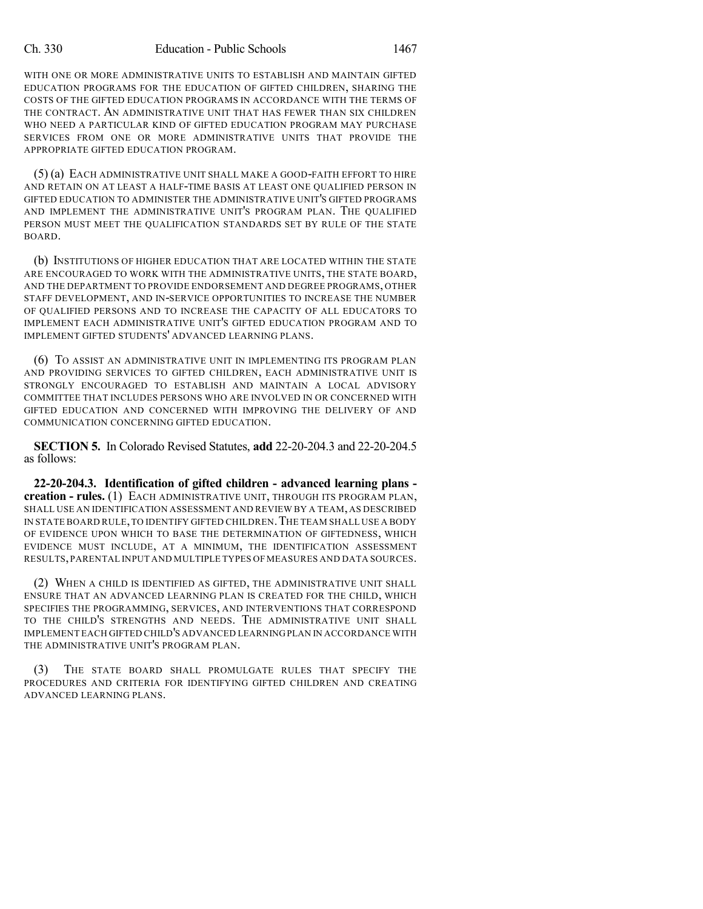WITH ONE OR MORE ADMINISTRATIVE UNITS TO ESTABLISH AND MAINTAIN GIFTED EDUCATION PROGRAMS FOR THE EDUCATION OF GIFTED CHILDREN, SHARING THE COSTS OF THE GIFTED EDUCATION PROGRAMS IN ACCORDANCE WITH THE TERMS OF THE CONTRACT. AN ADMINISTRATIVE UNIT THAT HAS FEWER THAN SIX CHILDREN WHO NEED A PARTICULAR KIND OF GIFTED EDUCATION PROGRAM MAY PURCHASE SERVICES FROM ONE OR MORE ADMINISTRATIVE UNITS THAT PROVIDE THE APPROPRIATE GIFTED EDUCATION PROGRAM.

(5) (a) EACH ADMINISTRATIVE UNIT SHALL MAKE A GOOD-FAITH EFFORT TO HIRE AND RETAIN ON AT LEAST A HALF-TIME BASIS AT LEAST ONE QUALIFIED PERSON IN GIFTED EDUCATION TO ADMINISTER THE ADMINISTRATIVE UNIT'S GIFTED PROGRAMS AND IMPLEMENT THE ADMINISTRATIVE UNIT'S PROGRAM PLAN. THE QUALIFIED PERSON MUST MEET THE QUALIFICATION STANDARDS SET BY RULE OF THE STATE BOARD.

(b) INSTITUTIONS OF HIGHER EDUCATION THAT ARE LOCATED WITHIN THE STATE ARE ENCOURAGED TO WORK WITH THE ADMINISTRATIVE UNITS, THE STATE BOARD, AND THE DEPARTMENT TO PROVIDE ENDORSEMENT AND DEGREE PROGRAMS, OTHER STAFF DEVELOPMENT, AND IN-SERVICE OPPORTUNITIES TO INCREASE THE NUMBER OF QUALIFIED PERSONS AND TO INCREASE THE CAPACITY OF ALL EDUCATORS TO IMPLEMENT EACH ADMINISTRATIVE UNIT'S GIFTED EDUCATION PROGRAM AND TO IMPLEMENT GIFTED STUDENTS' ADVANCED LEARNING PLANS.

(6) TO ASSIST AN ADMINISTRATIVE UNIT IN IMPLEMENTING ITS PROGRAM PLAN AND PROVIDING SERVICES TO GIFTED CHILDREN, EACH ADMINISTRATIVE UNIT IS STRONGLY ENCOURAGED TO ESTABLISH AND MAINTAIN A LOCAL ADVISORY COMMITTEE THAT INCLUDES PERSONS WHO ARE INVOLVED IN OR CONCERNED WITH GIFTED EDUCATION AND CONCERNED WITH IMPROVING THE DELIVERY OF AND COMMUNICATION CONCERNING GIFTED EDUCATION.

**SECTION 5.** In Colorado Revised Statutes, **add** 22-20-204.3 and 22-20-204.5 as follows:

**22-20-204.3. Identification of gifted children - advanced learning plans - creation - rules.** (1) EACH ADMINISTRATIVE UNIT, THROUGH ITS PROGRAM PLAN, SHALL USE AN IDENTIFICATION ASSESSMENT AND REVIEW BY A TEAM, AS DESCRIBED IN STATE BOARD RULE, TO IDENTIFY GIFTED CHILDREN. THE TEAM SHALL USE A BODY OF EVIDENCE UPON WHICH TO BASE THE DETERMINATION OF GIFTEDNESS, WHICH EVIDENCE MUST INCLUDE, AT A MINIMUM, THE IDENTIFICATION ASSESSMENT RESULTS, PARENTAL INPUT AND MULTIPLE TYPES OF MEASURES AND DATA SOURCES.

(2) WHEN A CHILD IS IDENTIFIED AS GIFTED, THE ADMINISTRATIVE UNIT SHALL ENSURE THAT AN ADVANCED LEARNING PLAN IS CREATED FOR THE CHILD, WHICH SPECIFIES THE PROGRAMMING, SERVICES, AND INTERVENTIONS THAT CORRESPOND TO THE CHILD'S STRENGTHS AND NEEDS. THE ADMINISTRATIVE UNIT SHALL IMPLEMENT EACH GIFTED CHILD'S ADVANCED LEARNING PLAN IN ACCORDANCE WITH THE ADMINISTRATIVE UNIT'S PROGRAM PLAN.

(3) THE STATE BOARD SHALL PROMULGATE RULES THAT SPECIFY THE PROCEDURES AND CRITERIA FOR IDENTIFYING GIFTED CHILDREN AND CREATING ADVANCED LEARNING PLANS.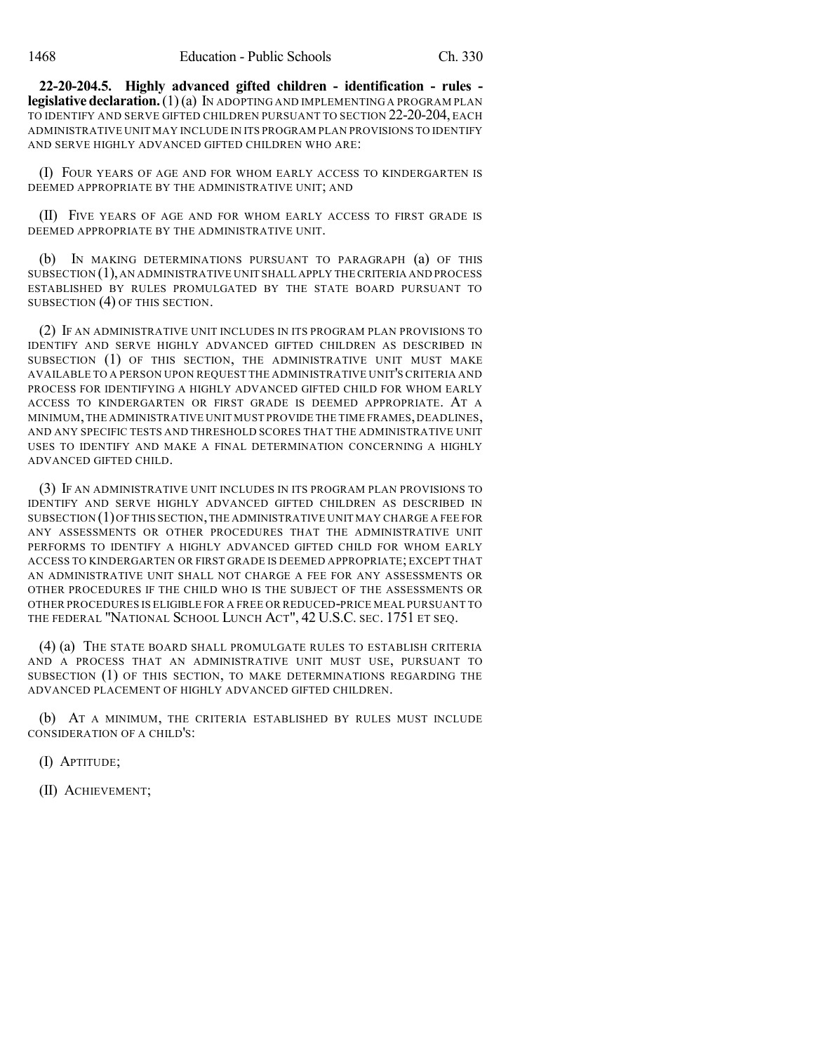**22-20-204.5. Highly advanced gifted children - identification - rules - legislative declaration.** (1) (a) IN ADOPTING AND IMPLEMENTING A PROGRAM PLAN TO IDENTIFY AND SERVE GIFTED CHILDREN PURSUANT TO SECTION 22-20-204, EACH ADMINISTRATIVE UNIT MAY INCLUDE IN ITS PROGRAM PLAN PROVISIONS TO IDENTIFY AND SERVE HIGHLY ADVANCED GIFTED CHILDREN WHO ARE:

(I) FOUR YEARS OF AGE AND FOR WHOM EARLY ACCESS TO KINDERGARTEN IS DEEMED APPROPRIATE BY THE ADMINISTRATIVE UNIT; AND

(II) FIVE YEARS OF AGE AND FOR WHOM EARLY ACCESS TO FIRST GRADE IS DEEMED APPROPRIATE BY THE ADMINISTRATIVE UNIT.

(b) IN MAKING DETERMINATIONS PURSUANT TO PARAGRAPH (a) OF THIS SUBSECTION (1), AN ADMINISTRATIVE UNIT SHALL APPLY THE CRITERIA AND PROCESS ESTABLISHED BY RULES PROMULGATED BY THE STATE BOARD PURSUANT TO SUBSECTION (4) OF THIS SECTION.

(2) IF AN ADMINISTRATIVE UNIT INCLUDES IN ITS PROGRAM PLAN PROVISIONS TO IDENTIFY AND SERVE HIGHLY ADVANCED GIFTED CHILDREN AS DESCRIBED IN SUBSECTION (1) OF THIS SECTION, THE ADMINISTRATIVE UNIT MUST MAKE AVAILABLE TO A PERSON UPON REQUEST THE ADMINISTRATIVE UNIT'S CRITERIA AND PROCESS FOR IDENTIFYING A HIGHLY ADVANCED GIFTED CHILD FOR WHOM EARLY ACCESS TO KINDERGARTEN OR FIRST GRADE IS DEEMED APPROPRIATE. AT A MINIMUM, THE ADMINISTRATIVE UNIT MUST PROVIDE THE TIME FRAMES, DEADLINES, AND ANY SPECIFIC TESTS AND THRESHOLD SCORES THAT THE ADMINISTRATIVE UNIT USES TO IDENTIFY AND MAKE A FINAL DETERMINATION CONCERNING A HIGHLY ADVANCED GIFTED CHILD.

(3) IF AN ADMINISTRATIVE UNIT INCLUDES IN ITS PROGRAM PLAN PROVISIONS TO IDENTIFY AND SERVE HIGHLY ADVANCED GIFTED CHILDREN AS DESCRIBED IN SUBSECTION (1) OF THIS SECTION, THE ADMINISTRATIVE UNIT MAY CHARGE A FEE FOR ANY ASSESSMENTS OR OTHER PROCEDURES THAT THE ADMINISTRATIVE UNIT PERFORMS TO IDENTIFY A HIGHLY ADVANCED GIFTED CHILD FOR WHOM EARLY ACCESS TO KINDERGARTEN OR FIRST GRADE IS DEEMED APPROPRIATE; EXCEPT THAT AN ADMINISTRATIVE UNIT SHALL NOT CHARGE A FEE FOR ANY ASSESSMENTS OR OTHER PROCEDURES IF THE CHILD WHO IS THE SUBJECT OF THE ASSESSMENTS OR OTHER PROCEDURES IS ELIGIBLE FOR A FREE OR REDUCED-PRICE MEAL PURSUANT TO THE FEDERAL "NATIONAL SCHOOL LUNCH ACT", 42 U.S.C. SEC. 1751 ET SEQ.

(4) (a) THE STATE BOARD SHALL PROMULGATE RULES TO ESTABLISH CRITERIA AND A PROCESS THAT AN ADMINISTRATIVE UNIT MUST USE, PURSUANT TO SUBSECTION (1) OF THIS SECTION, TO MAKE DETERMINATIONS REGARDING THE ADVANCED PLACEMENT OF HIGHLY ADVANCED GIFTED CHILDREN.

(b) AT A MINIMUM, THE CRITERIA ESTABLISHED BY RULES MUST INCLUDE CONSIDERATION OF A CHILD'S:

(I) APTITUDE;

(II) ACHIEVEMENT;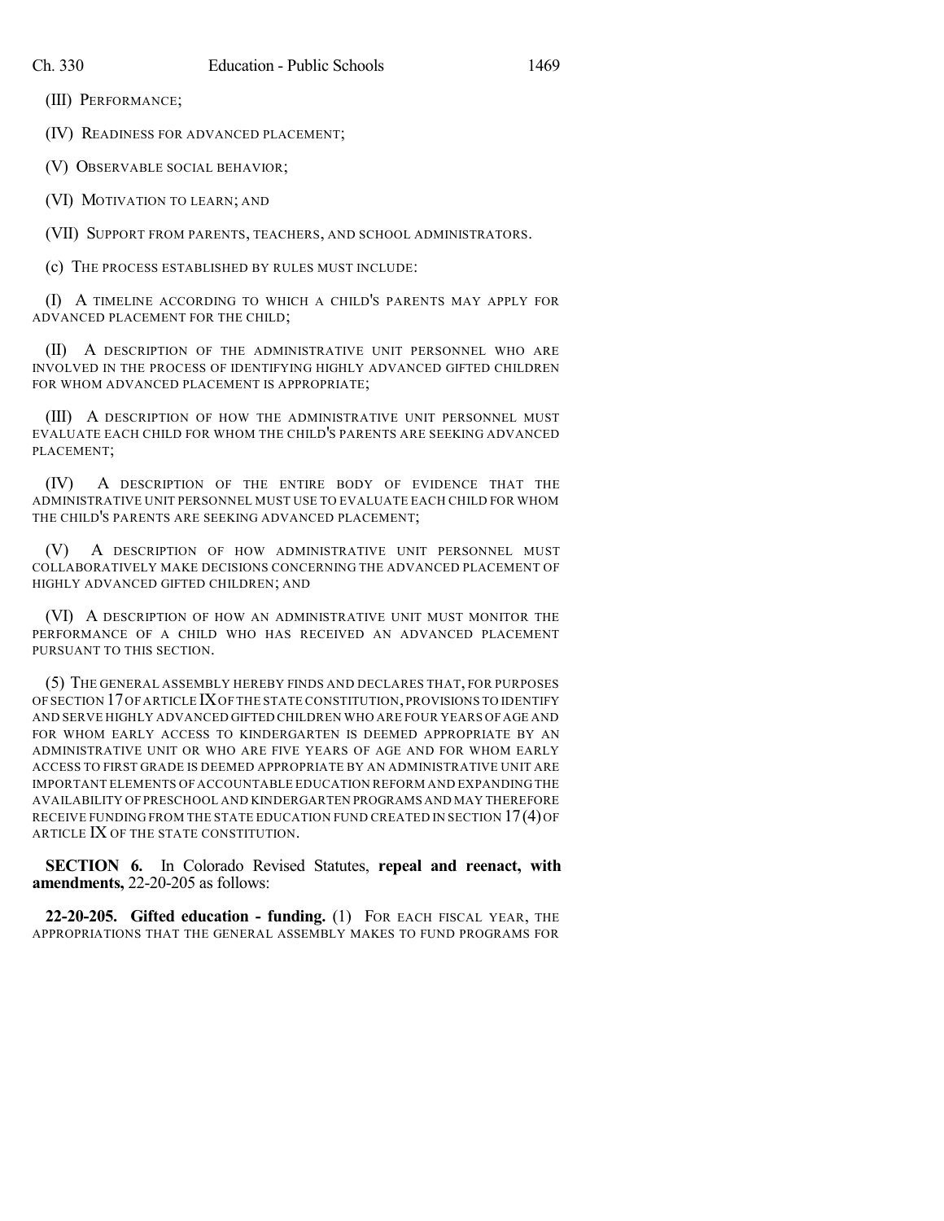(III) PERFORMANCE;

(IV) READINESS FOR ADVANCED PLACEMENT;

(V) OBSERVABLE SOCIAL BEHAVIOR;

(VI) MOTIVATION TO LEARN; AND

(VII) SUPPORT FROM PARENTS, TEACHERS, AND SCHOOL ADMINISTRATORS.

(c) THE PROCESS ESTABLISHED BY RULES MUST INCLUDE:

(I) A TIMELINE ACCORDING TO WHICH A CHILD'S PARENTS MAY APPLY FOR ADVANCED PLACEMENT FOR THE CHILD;

(II) A DESCRIPTION OF THE ADMINISTRATIVE UNIT PERSONNEL WHO ARE INVOLVED IN THE PROCESS OF IDENTIFYING HIGHLY ADVANCED GIFTED CHILDREN FOR WHOM ADVANCED PLACEMENT IS APPROPRIATE;

(III) A DESCRIPTION OF HOW THE ADMINISTRATIVE UNIT PERSONNEL MUST EVALUATE EACH CHILD FOR WHOM THE CHILD'S PARENTS ARE SEEKING ADVANCED PLACEMENT;

(IV) A DESCRIPTION OF THE ENTIRE BODY OF EVIDENCE THAT THE ADMINISTRATIVE UNIT PERSONNEL MUST USE TO EVALUATE EACH CHILD FOR WHOM THE CHILD'S PARENTS ARE SEEKING ADVANCED PLACEMENT;

(V) A DESCRIPTION OF HOW ADMINISTRATIVE UNIT PERSONNEL MUST COLLABORATIVELY MAKE DECISIONS CONCERNING THE ADVANCED PLACEMENT OF HIGHLY ADVANCED GIFTED CHILDREN; AND

(VI) A DESCRIPTION OF HOW AN ADMINISTRATIVE UNIT MUST MONITOR THE PERFORMANCE OF A CHILD WHO HAS RECEIVED AN ADVANCED PLACEMENT PURSUANT TO THIS SECTION.

(5) THE GENERAL ASSEMBLY HEREBY FINDS AND DECLARES THAT, FOR PURPOSES OF SECTION 17 OF ARTICLE IX OF THE STATE CONSTITUTION, PROVISIONS TO IDENTIFY AND SERVE HIGHLY ADVANCED GIFTED CHILDREN WHO ARE FOUR YEARS OF AGE AND FOR WHOM EARLY ACCESS TO KINDERGARTEN IS DEEMED APPROPRIATE BY AN ADMINISTRATIVE UNIT OR WHO ARE FIVE YEARS OF AGE AND FOR WHOM EARLY ACCESS TO FIRST GRADE IS DEEMED APPROPRIATE BY AN ADMINISTRATIVE UNIT ARE IMPORTANT ELEMENTS OF ACCOUNTABLE EDUCATION REFORM AND EXPANDING THE AVAILABILITY OF PRESCHOOL AND KINDERGARTEN PROGRAMS AND MAY THEREFORE RECEIVE FUNDING FROM THE STATE EDUCATION FUND CREATED IN SECTION 17 (4) OF ARTICLE IX OF THE STATE CONSTITUTION.

**SECTION 6.** In Colorado Revised Statutes, **repeal and reenact, with amendments,** 22-20-205 as follows:

**22-20-205. Gifted education - funding.** (1) FOR EACH FISCAL YEAR, THE APPROPRIATIONS THAT THE GENERAL ASSEMBLY MAKES TO FUND PROGRAMS FOR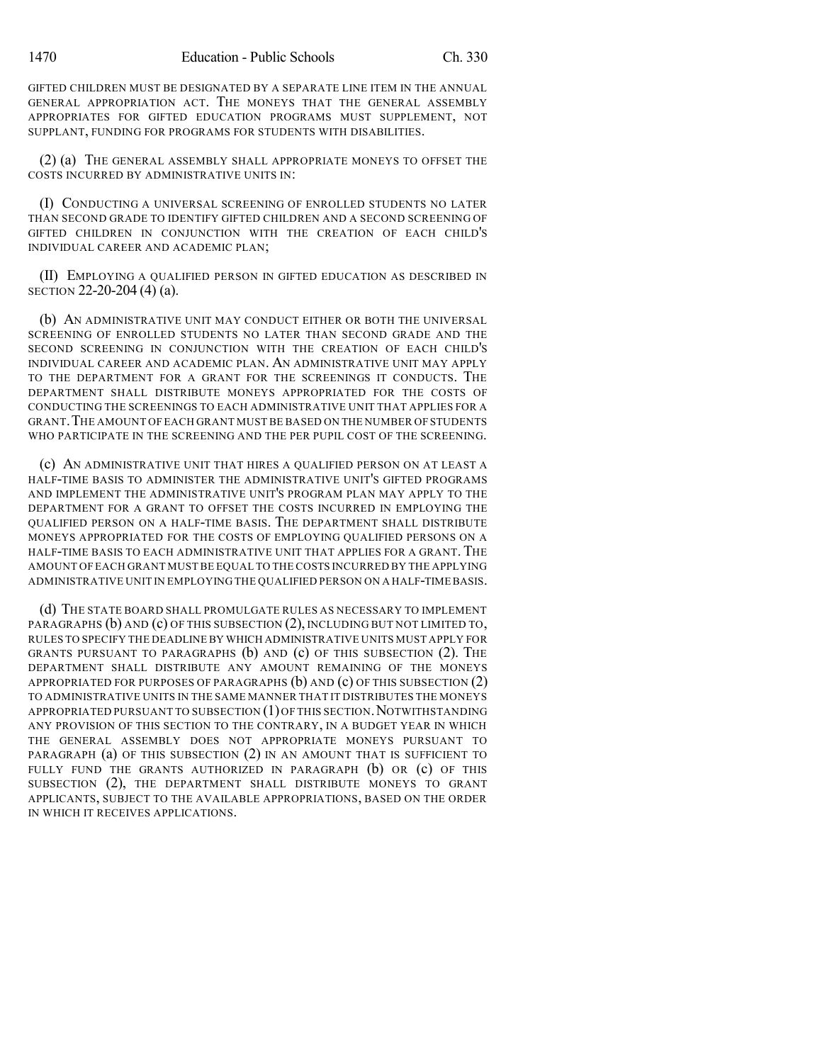GIFTED CHILDREN MUST BE DESIGNATED BY A SEPARATE LINE ITEM IN THE ANNUAL GENERAL APPROPRIATION ACT. THE MONEYS THAT THE GENERAL ASSEMBLY APPROPRIATES FOR GIFTED EDUCATION PROGRAMS MUST SUPPLEMENT, NOT SUPPLANT, FUNDING FOR PROGRAMS FOR STUDENTS WITH DISABILITIES.

(2) (a) THE GENERAL ASSEMBLY SHALL APPROPRIATE MONEYS TO OFFSET THE COSTS INCURRED BY ADMINISTRATIVE UNITS IN:

(I) CONDUCTING A UNIVERSAL SCREENING OF ENROLLED STUDENTS NO LATER THAN SECOND GRADE TO IDENTIFY GIFTED CHILDREN AND A SECOND SCREENING OF GIFTED CHILDREN IN CONJUNCTION WITH THE CREATION OF EACH CHILD'S INDIVIDUAL CAREER AND ACADEMIC PLAN;

(II) EMPLOYING A QUALIFIED PERSON IN GIFTED EDUCATION AS DESCRIBED IN SECTION 22-20-204 (4) (a).

(b) AN ADMINISTRATIVE UNIT MAY CONDUCT EITHER OR BOTH THE UNIVERSAL SCREENING OF ENROLLED STUDENTS NO LATER THAN SECOND GRADE AND THE SECOND SCREENING IN CONJUNCTION WITH THE CREATION OF EACH CHILD'S INDIVIDUAL CAREER AND ACADEMIC PLAN. AN ADMINISTRATIVE UNIT MAY APPLY TO THE DEPARTMENT FOR A GRANT FOR THE SCREENINGS IT CONDUCTS. THE DEPARTMENT SHALL DISTRIBUTE MONEYS APPROPRIATED FOR THE COSTS OF CONDUCTING THE SCREENINGS TO EACH ADMINISTRATIVE UNIT THAT APPLIES FOR A GRANT. THE AMOUNT OF EACH GRANT MUST BE BASED ON THE NUMBER OF STUDENTS WHO PARTICIPATE IN THE SCREENING AND THE PER PUPIL COST OF THE SCREENING.

(c) AN ADMINISTRATIVE UNIT THAT HIRES A QUALIFIED PERSON ON AT LEAST A HALF-TIME BASIS TO ADMINISTER THE ADMINISTRATIVE UNIT'S GIFTED PROGRAMS AND IMPLEMENT THE ADMINISTRATIVE UNIT'S PROGRAM PLAN MAY APPLY TO THE DEPARTMENT FOR A GRANT TO OFFSET THE COSTS INCURRED IN EMPLOYING THE QUALIFIED PERSON ON A HALF-TIME BASIS. THE DEPARTMENT SHALL DISTRIBUTE MONEYS APPROPRIATED FOR THE COSTS OF EMPLOYING QUALIFIED PERSONS ON A HALF-TIME BASIS TO EACH ADMINISTRATIVE UNIT THAT APPLIES FOR A GRANT. THE AMOUNT OF EACH GRANT MUST BE EQUAL TO THE COSTS INCURRED BY THE APPLYING ADMINISTRATIVE UNIT IN EMPLOYING THE QUALIFIED PERSON ON A HALF-TIME BASIS.

(d) THE STATE BOARD SHALL PROMULGATE RULES AS NECESSARY TO IMPLEMENT PARAGRAPHS (b) AND (c) OF THIS SUBSECTION (2), INCLUDING BUT NOT LIMITED TO, RULES TO SPECIFY THE DEADLINE BY WHICH ADMINISTRATIVE UNITS MUST APPLY FOR GRANTS PURSUANT TO PARAGRAPHS (b) AND (c) OF THIS SUBSECTION (2). THE DEPARTMENT SHALL DISTRIBUTE ANY AMOUNT REMAINING OF THE MONEYS APPROPRIATED FOR PURPOSES OF PARAGRAPHS (b) AND (c) OF THIS SUBSECTION (2) TO ADMINISTRATIVE UNITS IN THE SAME MANNER THAT IT DISTRIBUTES THE MONEYS APPROPRIATED PURSUANT TO SUBSECTION (1) OF THIS SECTION. NOTWITHSTANDING ANY PROVISION OF THIS SECTION TO THE CONTRARY, IN A BUDGET YEAR IN WHICH THE GENERAL ASSEMBLY DOES NOT APPROPRIATE MONEYS PURSUANT TO PARAGRAPH (a) OF THIS SUBSECTION (2) IN AN AMOUNT THAT IS SUFFICIENT TO FULLY FUND THE GRANTS AUTHORIZED IN PARAGRAPH (b) OR (c) OF THIS SUBSECTION (2), THE DEPARTMENT SHALL DISTRIBUTE MONEYS TO GRANT APPLICANTS, SUBJECT TO THE AVAILABLE APPROPRIATIONS, BASED ON THE ORDER IN WHICH IT RECEIVES APPLICATIONS.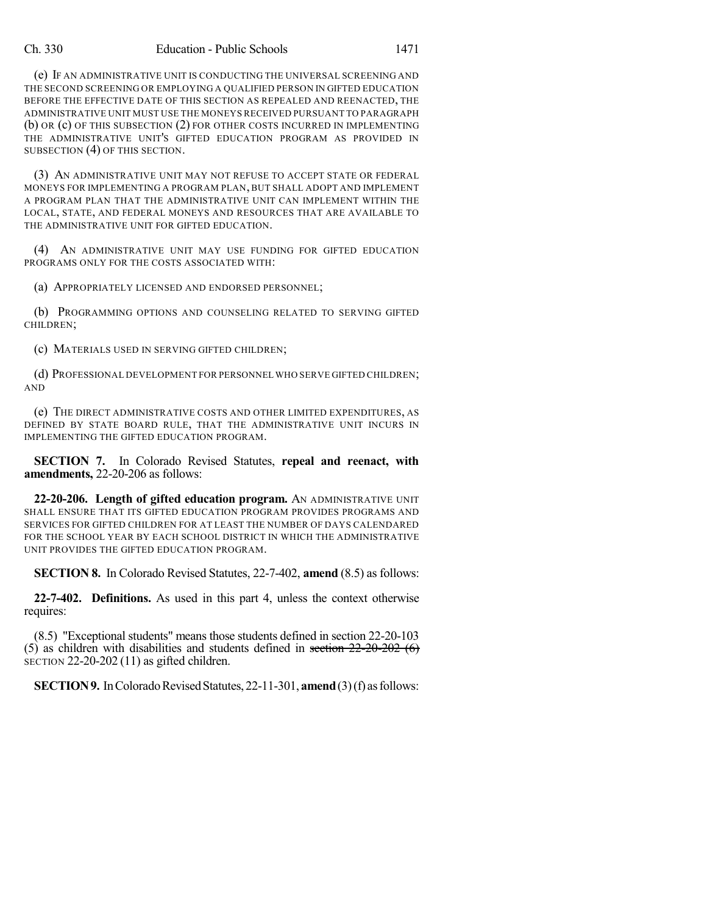(e) IF AN ADMINISTRATIVE UNIT IS CONDUCTING THE UNIVERSAL SCREENING AND THE SECOND SCREENING OR EMPLOYING A QUALIFIED PERSON IN GIFTED EDUCATION BEFORE THE EFFECTIVE DATE OF THIS SECTION AS REPEALED AND REENACTED, THE ADMINISTRATIVE UNIT MUST USE THE MONEYS RECEIVED PURSUANT TO PARAGRAPH (b) OR (c) OF THIS SUBSECTION (2) FOR OTHER COSTS INCURRED IN IMPLEMENTING THE ADMINISTRATIVE UNIT'S GIFTED EDUCATION PROGRAM AS PROVIDED IN SUBSECTION (4) OF THIS SECTION.

(3) AN ADMINISTRATIVE UNIT MAY NOT REFUSE TO ACCEPT STATE OR FEDERAL MONEYS FOR IMPLEMENTING A PROGRAM PLAN, BUT SHALL ADOPT AND IMPLEMENT A PROGRAM PLAN THAT THE ADMINISTRATIVE UNIT CAN IMPLEMENT WITHIN THE LOCAL, STATE, AND FEDERAL MONEYS AND RESOURCES THAT ARE AVAILABLE TO THE ADMINISTRATIVE UNIT FOR GIFTED EDUCATION.

(4) AN ADMINISTRATIVE UNIT MAY USE FUNDING FOR GIFTED EDUCATION PROGRAMS ONLY FOR THE COSTS ASSOCIATED WITH:

(a) APPROPRIATELY LICENSED AND ENDORSED PERSONNEL;

(b) PROGRAMMING OPTIONS AND COUNSELING RELATED TO SERVING GIFTED CHILDREN;

(c) MATERIALS USED IN SERVING GIFTED CHILDREN;

(d) PROFESSIONAL DEVELOPMENT FOR PERSONNEL WHO SERVE GIFTED CHILDREN; AND

(e) THE DIRECT ADMINISTRATIVE COSTS AND OTHER LIMITED EXPENDITURES, AS DEFINED BY STATE BOARD RULE, THAT THE ADMINISTRATIVE UNIT INCURS IN IMPLEMENTING THE GIFTED EDUCATION PROGRAM.

**SECTION 7.** In Colorado Revised Statutes, **repeal and reenact, with amendments,** 22-20-206 as follows:

**22-20-206. Length of gifted education program.** AN ADMINISTRATIVE UNIT SHALL ENSURE THAT ITS GIFTED EDUCATION PROGRAM PROVIDES PROGRAMS AND SERVICES FOR GIFTED CHILDREN FOR AT LEAST THE NUMBER OF DAYS CALENDARED FOR THE SCHOOL YEAR BY EACH SCHOOL DISTRICT IN WHICH THE ADMINISTRATIVE UNIT PROVIDES THE GIFTED EDUCATION PROGRAM.

**SECTION 8.** In Colorado Revised Statutes, 22-7-402, **amend** (8.5) as follows:

**22-7-402. Definitions.** As used in this part 4, unless the context otherwise requires:

(8.5) "Exceptional students" means those students defined in section 22-20-103 (5) as children with disabilities and students defined in ~~section 22-20-202 (6)~~ SECTION 22-20-202 (11) as gifted children.

**SECTION 9.** In Colorado Revised Statutes, 22-11-301, **amend** (3) (f) as follows: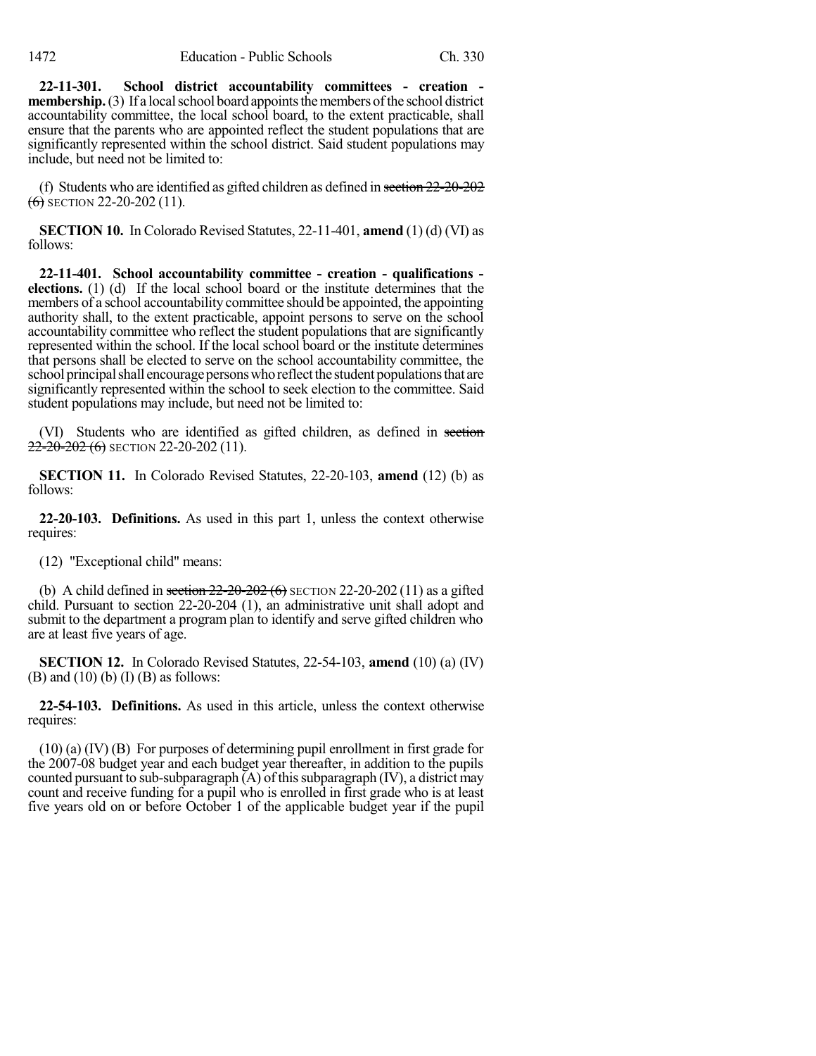**22-11-301. School district accountability committees - creation - membership.** (3) If a local school board appoints the members of the school district accountability committee, the local school board, to the extent practicable, shall ensure that the parents who are appointed reflect the student populations that are significantly represented within the school district. Said student populations may include, but need not be limited to:

(f) Students who are identified as gifted children as defined in ~~section 22-20-202 (6)~~ SECTION 22-20-202 (11).

**SECTION 10.** In Colorado Revised Statutes, 22-11-401, **amend** (1) (d) (VI) as follows:

**22-11-401. School accountability committee - creation - qualifications - elections.** (1) (d) If the local school board or the institute determines that the members of a school accountability committee should be appointed, the appointing authority shall, to the extent practicable, appoint persons to serve on the school accountability committee who reflect the student populations that are significantly represented within the school. If the local school board or the institute determines that persons shall be elected to serve on the school accountability committee, the school principal shall encourage persons who reflect the student populations that are significantly represented within the school to seek election to the committee. Said student populations may include, but need not be limited to:

(VI) Students who are identified as gifted children, as defined in ~~section 22-20-202 (6)~~ SECTION 22-20-202 (11).

**SECTION 11.** In Colorado Revised Statutes, 22-20-103, **amend** (12) (b) as follows:

**22-20-103. Definitions.** As used in this part 1, unless the context otherwise requires:

(12) "Exceptional child" means:

(b) A child defined in ~~section 22-20-202 (6)~~ SECTION 22-20-202 (11) as a gifted child. Pursuant to section 22-20-204 (1), an administrative unit shall adopt and submit to the department a program plan to identify and serve gifted children who are at least five years of age.

**SECTION 12.** In Colorado Revised Statutes, 22-54-103, **amend** (10) (a) (IV) (B) and (10) (b) (I) (B) as follows:

**22-54-103. Definitions.** As used in this article, unless the context otherwise requires:

(10) (a) (IV) (B) For purposes of determining pupil enrollment in first grade for the 2007-08 budget year and each budget year thereafter, in addition to the pupils counted pursuant to sub-subparagraph (A) of this subparagraph (IV), a district may count and receive funding for a pupil who is enrolled in first grade who is at least five years old on or before October 1 of the applicable budget year if the pupil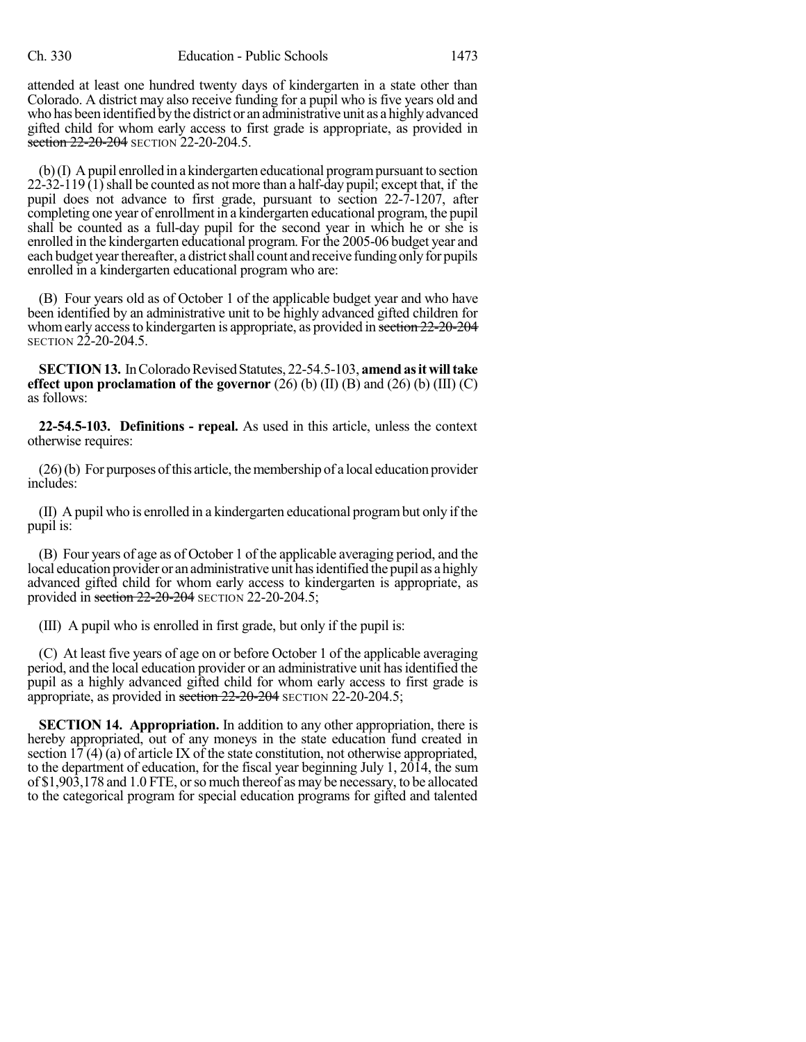attended at least one hundred twenty days of kindergarten in a state other than Colorado. A district may also receive funding for a pupil who is five years old and who has been identified by the district or an administrative unit as a highly advanced gifted child for whom early access to first grade is appropriate, as provided in ~~section 22-20-204~~ SECTION 22-20-204.5.

(b) (I) A pupil enrolled in a kindergarten educational program pursuant to section 22-32-119 (1) shall be counted as not more than a half-day pupil; except that, if the pupil does not advance to first grade, pursuant to section 22-7-1207, after completing one year of enrollment in a kindergarten educational program, the pupil shall be counted as a full-day pupil for the second year in which he or she is enrolled in the kindergarten educational program. For the 2005-06 budget year and each budget year thereafter, a district shall count and receive funding only for pupils enrolled in a kindergarten educational program who are:

(B) Four years old as of October 1 of the applicable budget year and who have been identified by an administrative unit to be highly advanced gifted children for whom early access to kindergarten is appropriate, as provided in ~~section 22-20-204~~ SECTION 22-20-204.5.

**SECTION 13.** In Colorado Revised Statutes, 22-54.5-103, **amend as it will take effect upon proclamation of the governor** (26) (b) (II) (B) and (26) (b) (III) (C) as follows:

**22-54.5-103. Definitions - repeal.** As used in this article, unless the context otherwise requires:

(26) (b) For purposes of this article, the membership of a local education provider includes:

(II) A pupil who is enrolled in a kindergarten educational program but only if the pupil is:

(B) Four years of age as of October 1 of the applicable averaging period, and the local education provider or an administrative unit has identified the pupil as a highly advanced gifted child for whom early access to kindergarten is appropriate, as provided in ~~section 22-20-204~~ SECTION 22-20-204.5;

(III) A pupil who is enrolled in first grade, but only if the pupil is:

(C) At least five years of age on or before October 1 of the applicable averaging period, and the local education provider or an administrative unit has identified the pupil as a highly advanced gifted child for whom early access to first grade is appropriate, as provided in ~~section 22-20-204~~ SECTION 22-20-204.5;

**SECTION 14. Appropriation.** In addition to any other appropriation, there is hereby appropriated, out of any moneys in the state education fund created in section 17 (4) (a) of article IX of the state constitution, not otherwise appropriated, to the department of education, for the fiscal year beginning July 1, 2014, the sum of $1,903,178 and 1.0 FTE, or so much thereof as may be necessary, to be allocated to the categorical program for special education programs for gifted and talented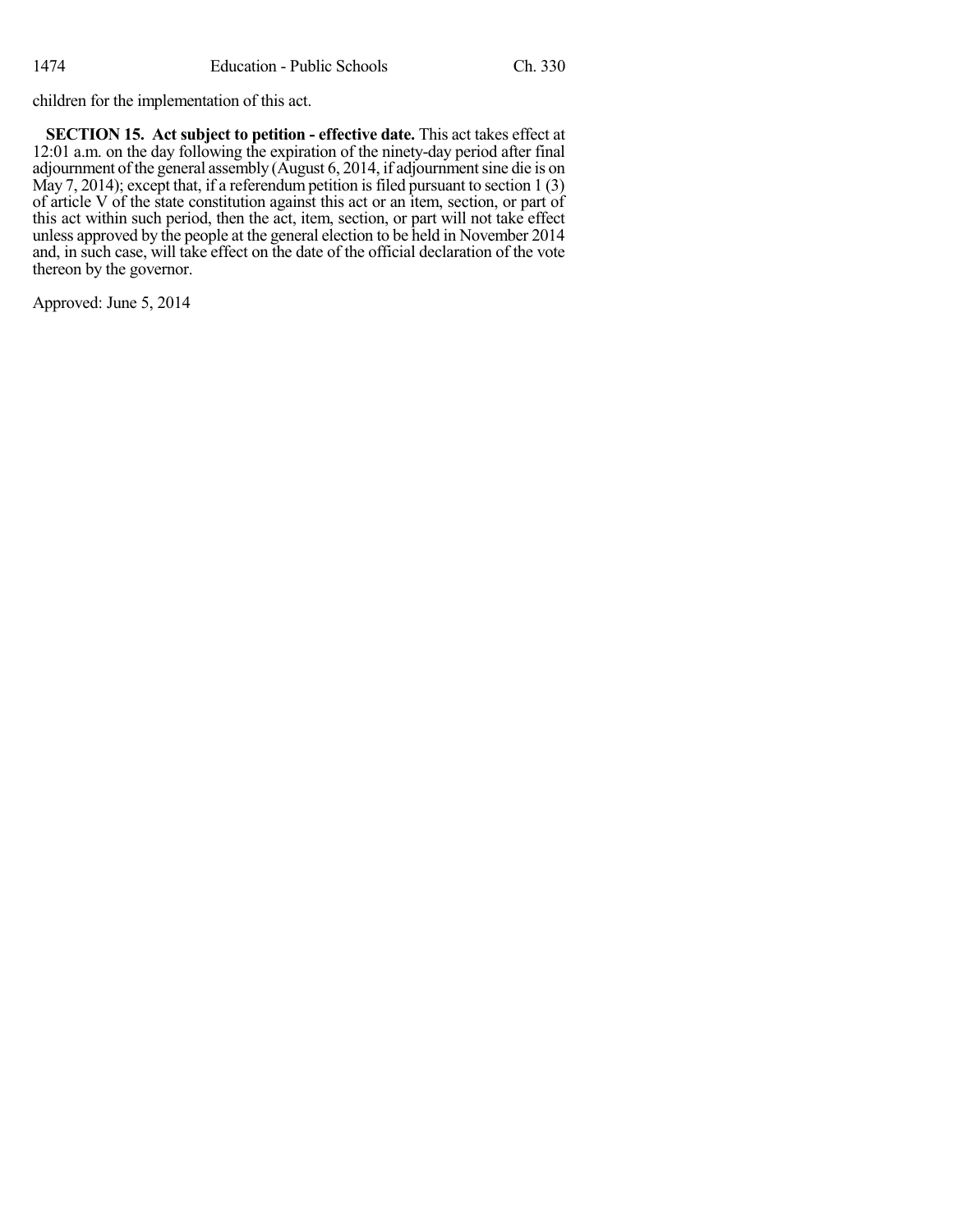children for the implementation of this act.

**SECTION 15. Act subject to petition - effective date.** This act takes effect at 12:01 a.m. on the day following the expiration of the ninety-day period after final adjournment of the general assembly (August 6, 2014, if adjournment sine die is on May 7, 2014); except that, if a referendum petition is filed pursuant to section 1 (3) of article V of the state constitution against this act or an item, section, or part of this act within such period, then the act, item, section, or part will not take effect unless approved by the people at the general election to be held in November 2014 and, in such case, will take effect on the date of the official declaration of the vote thereon by the governor.

Approved: June 5, 2014